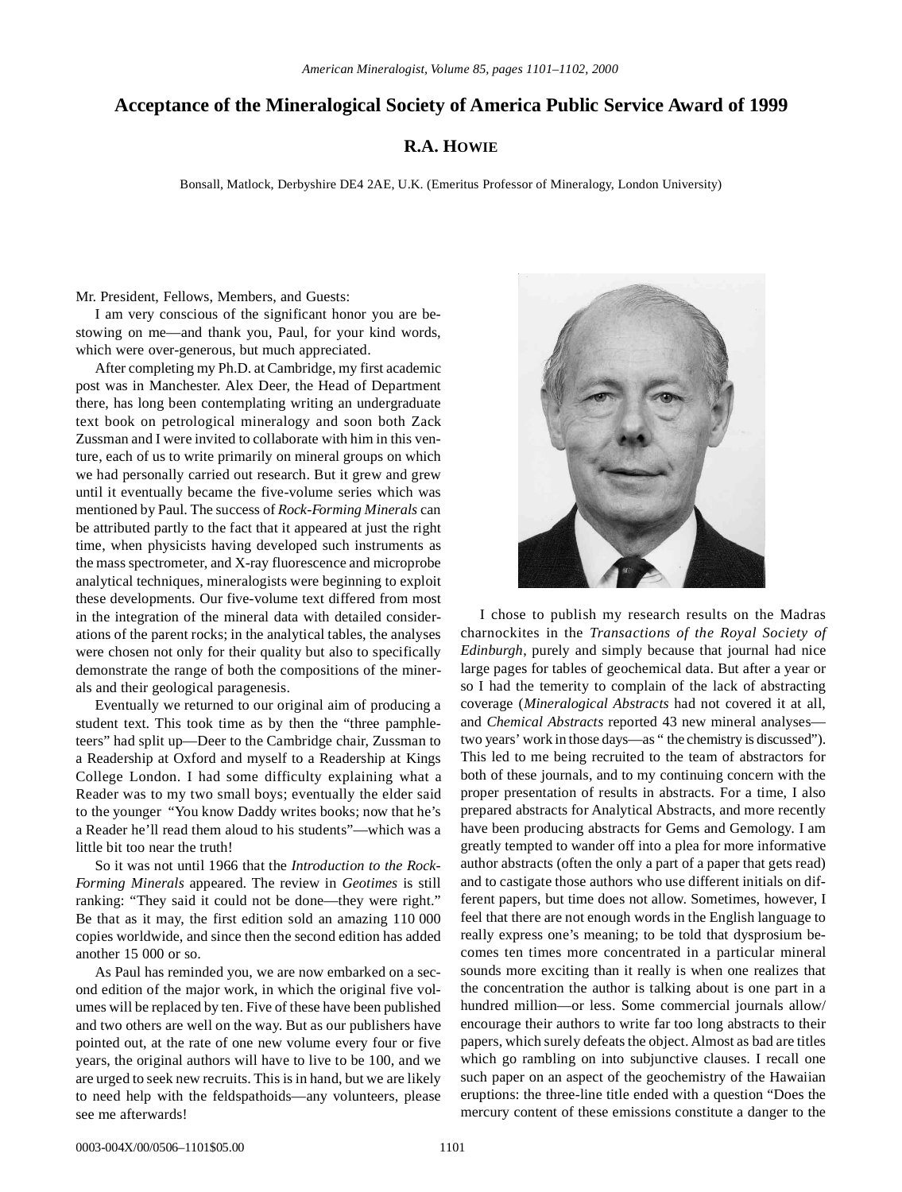# Acceptance of the Mineralogical Society of America Public Service Award of 1999

## R.A. HOWIE

Bonsall, Matlock, Derbyshire DE4 2AE, U.K. (Emeritus Professor of Mineralogy, London University)

Mr. President, Fellows, Members, and Guests:

I am very conscious of the significant honor you are bestowing on me—and thank you, Paul, for your kind words, which were over-generous, but much appreciated.

After completing my Ph.D. at Cambridge, my first academic post was in Manchester. Alex Deer, the Head of Department there, has long been contemplating writing an undergraduate text book on petrological mineralogy and soon both Zack Zussman and I were invited to collaborate with him in this venture, each of us to write primarily on mineral groups on which we had personally carried out research. But it grew and grew until it eventually became the five-volume series which was mentioned by Paul. The success of *Rock-Forming Minerals* can be attributed partly to the fact that it appeared at just the right time, when physicists having developed such instruments as the mass spectrometer, and X-ray fluorescence and microprobe analytical techniques, mineralogists were beginning to exploit these developments. Our five-volume text differed from most in the integration of the mineral data with detailed considerations of the parent rocks; in the analytical tables, the analyses were chosen not only for their quality but also to specifically demonstrate the range of both the compositions of the minerals and their geological paragenesis.

Eventually we returned to our original aim of producing a student text. This took time as by then the "three pamphleteers" had split up—Deer to the Cambridge chair, Zussman to a Readership at Oxford and myself to a Readership at Kings College London. I had some difficulty explaining what a Reader was to my two small boys; eventually the elder said to the younger "You know Daddy writes books; now that he's a Reader he'll read them aloud to his students"—which was a little bit too near the truth!

So it was not until 1966 that the *Introduction to the Rock-Forming Minerals* appeared. The review in *Geotimes* is still ranking: "They said it could not be done—they were right." Be that as it may, the first edition sold an amazing 110 000 copies worldwide, and since then the second edition has added another 15 000 or so.

As Paul has reminded you, we are now embarked on a second edition of the major work, in which the original five volumes will be replaced by ten. Five of these have been published and two others are well on the way. But as our publishers have pointed out, at the rate of one new volume every four or five years, the original authors will have to live to be 100, and we are urged to seek new recruits. This is in hand, but we are likely to need help with the feldspathoids—any volunteers, please see me afterwards!

I chose to publish my research results on the Madras charnockites in the *Transactions of the Royal Society of Edinburgh*, purely and simply because that journal had nice large pages for tables of geochemical data. But after a year or so I had the temerity to complain of the lack of abstracting coverage (*Mineralogical Abstracts* had not covered it at all, and *Chemical Abstracts* reported 43 new mineral analyses—two years' work in those days—as " the chemistry is discussed"). This led to me being recruited to the team of abstractors for both of these journals, and to my continuing concern with the proper presentation of results in abstracts. For a time, I also prepared abstracts for Analytical Abstracts, and more recently have been producing abstracts for Gems and Gemology. I am greatly tempted to wander off into a plea for more informative author abstracts (often the only a part of a paper that gets read) and to castigate those authors who use different initials on different papers, but time does not allow. Sometimes, however, I feel that there are not enough words in the English language to really express one's meaning; to be told that dysprosium becomes ten times more concentrated in a particular mineral sounds more exciting than it really is when one realizes that the concentration the author is talking about is one part in a hundred million—or less. Some commercial journals allow/encourage their authors to write far too long abstracts to their papers, which surely defeats the object. Almost as bad are titles which go rambling on into subjunctive clauses. I recall one such paper on an aspect of the geochemistry of the Hawaiian eruptions: the three-line title ended with a question "Does the mercury content of these emissions constitute a danger to the

0003-004X/00/0506–1101$05.00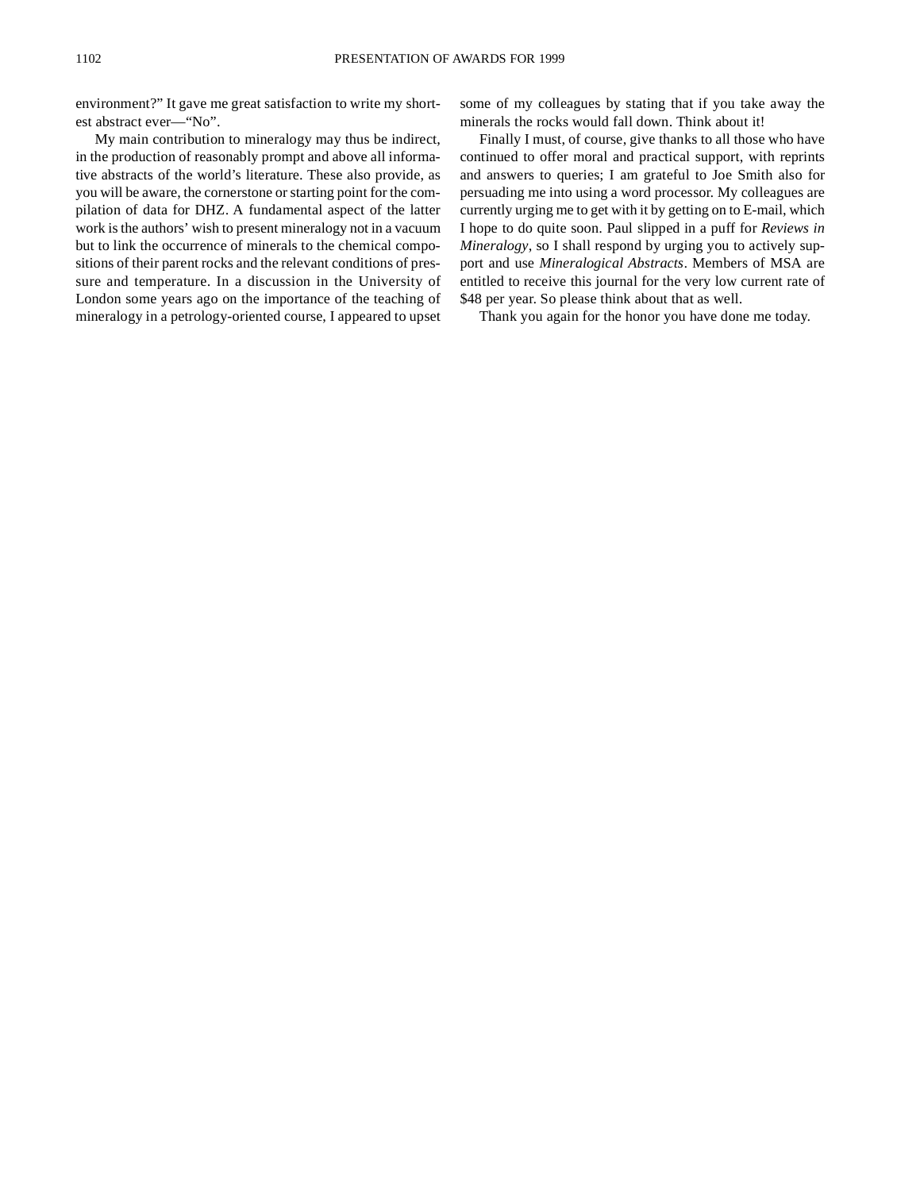environment?" It gave me great satisfaction to write my shortest abstract ever—"No".

My main contribution to mineralogy may thus be indirect, in the production of reasonably prompt and above all informative abstracts of the world's literature. These also provide, as you will be aware, the cornerstone or starting point for the compilation of data for DHZ. A fundamental aspect of the latter work is the authors' wish to present mineralogy not in a vacuum but to link the occurrence of minerals to the chemical compositions of their parent rocks and the relevant conditions of pressure and temperature. In a discussion in the University of London some years ago on the importance of the teaching of mineralogy in a petrology-oriented course, I appeared to upset some of my colleagues by stating that if you take away the minerals the rocks would fall down. Think about it!

Finally I must, of course, give thanks to all those who have continued to offer moral and practical support, with reprints and answers to queries; I am grateful to Joe Smith also for persuading me into using a word processor. My colleagues are currently urging me to get with it by getting on to E-mail, which I hope to do quite soon. Paul slipped in a puff for *Reviews in Mineralogy*, so I shall respond by urging you to actively support and use *Mineralogical Abstracts*. Members of MSA are entitled to receive this journal for the very low current rate of $48 per year. So please think about that as well.

Thank you again for the honor you have done me today.